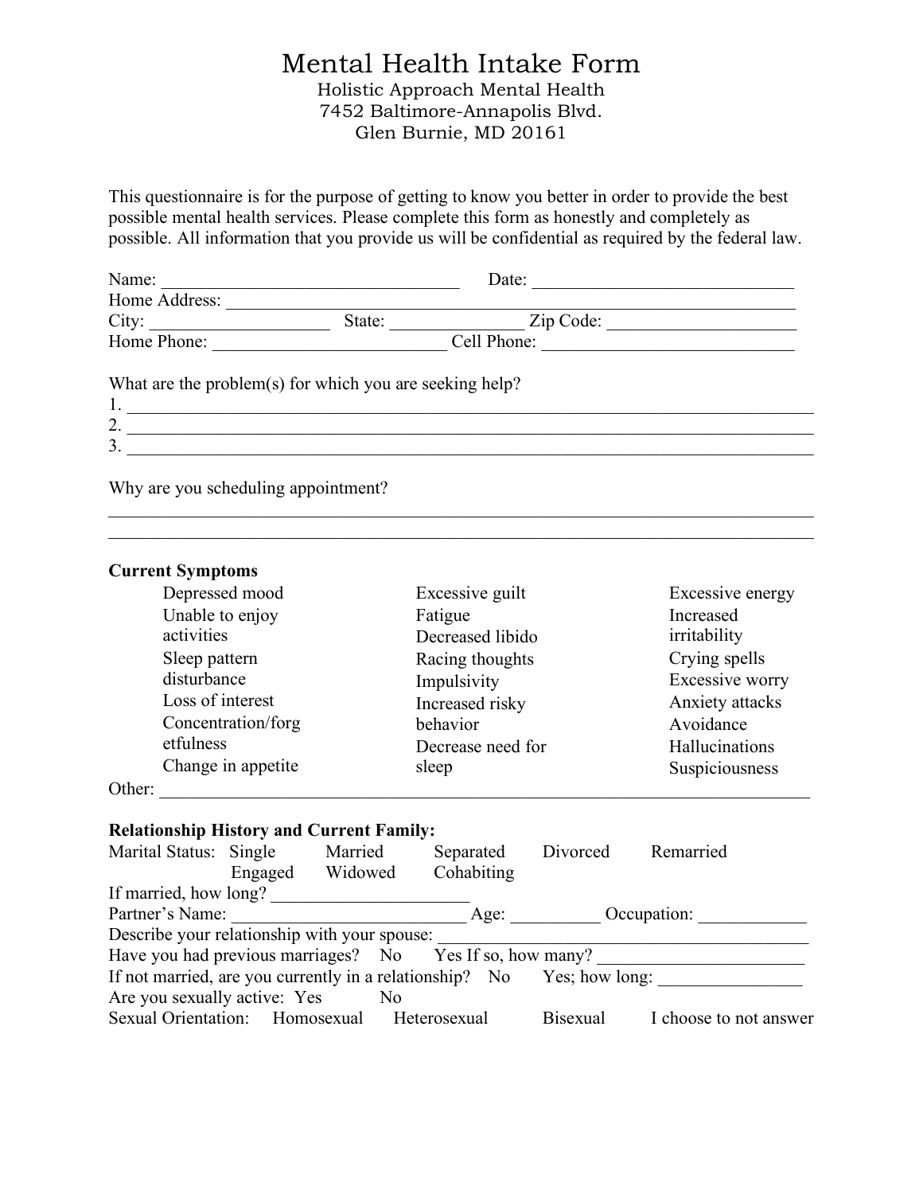# Mental Health Intake Form

Holistic Approach Mental Health
7452 Baltimore-Annapolis Blvd.
Glen Burnie, MD 20161

This questionnaire is for the purpose of getting to know you better in order to provide the best possible mental health services. Please complete this form as honestly and completely as possible. All information that you provide us will be confidential as required by the federal law.

Name: ________________________________ Date: ____________________________
Home Address: ______________________________________________________________
City: ____________________ State: ______________ Zip Code: _____________________
Home Phone: __________________________ Cell Phone: ____________________________

What are the problem(s) for which you are seeking help?

1. ____________________________________________________________________________
2. ____________________________________________________________________________
3. ____________________________________________________________________________

Why are you scheduling appointment?

______________________________________________________________________________
______________________________________________________________________________

**Current Symptoms**

| | | |
|---|---|---|
| Depressed mood | Excessive guilt | Excessive energy |
| Unable to enjoy activities | Fatigue | Increased irritability |
| Sleep pattern disturbance | Decreased libido | Crying spells |
| Loss of interest | Racing thoughts | Excessive worry |
| Concentration/forgetfulness | Impulsivity | Anxiety attacks |
| Change in appetite | Increased risky behavior | Avoidance |
| | Decrease need for sleep | Hallucinations |
| | | Suspiciousness |

Other: ________________________________________________________________________

**Relationship History and Current Family:**

Marital Status: Single Married Separated Divorced Remarried Engaged Widowed Cohabiting

If married, how long? ______________________
Partner's Name: ________________________ Age: __________ Occupation: ____________
Describe your relationship with your spouse: ________________________________________
Have you had previous marriages? No Yes If so, how many? _______________________
If not married, are you currently in a relationship? No Yes; how long: ________________
Are you sexually active: Yes No
Sexual Orientation: Homosexual Heterosexual Bisexual I choose to not answer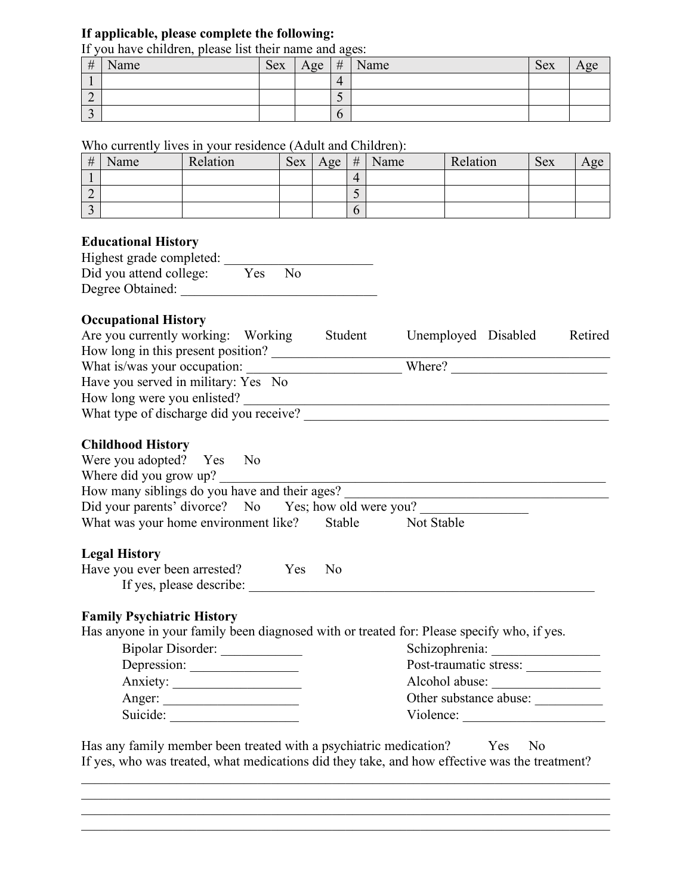**If applicable, please complete the following:**

If you have children, please list their name and ages:

| # | Name | Sex | Age | # | Name | Sex | Age |
|---|---|---|---|---|---|---|---|
| 1 | | | | 4 | | | |
| 2 | | | | 5 | | | |
| 3 | | | | 6 | | | |

Who currently lives in your residence (Adult and Children):

| # | Name | Relation | Sex | Age | # | Name | Relation | Sex | Age |
|---|---|---|---|---|---|---|---|---|---|
| 1 | | | | | 4 | | | | |
| 2 | | | | | 5 | | | | |
| 3 | | | | | 6 | | | | |

**Educational History**

Highest grade completed: ______________________

Did you attend college: Yes No

Degree Obtained: _____________________________

**Occupational History**

Are you currently working: Working Student Unemployed Disabled Retired

How long in this present position? ______________________________________________

What is/was your occupation: _______________________ Where? _______________________

Have you served in military: Yes No

How long were you enlisted? ____________________________________________________

What type of discharge did you receive? ___________________________________________

**Childhood History**

Were you adopted? Yes No

Where did you grow up? ________________________________________________________

How many siblings do you have and their ages? ______________________________________

Did your parents' divorce? No Yes; how old were you? ________________

What was your home environment like? Stable Not Stable

**Legal History**

Have you ever been arrested? Yes No

If yes, please describe: ______________________________________________________

**Family Psychiatric History**

Has anyone in your family been diagnosed with or treated for: Please specify who, if yes.

Bipolar Disorder: ____________

Depression: ________________

Anxiety: ___________________

Anger: ____________________

Suicide: ___________________

Schizophrenia: ________________

Post-traumatic stress: ___________

Alcohol abuse: ________________

Other substance abuse: __________

Violence: _____________________

Has any family member been treated with a psychiatric medication? Yes No

If yes, who was treated, what medications did they take, and how effective was the treatment?

___________________________________________________________________________

___________________________________________________________________________

___________________________________________________________________________

___________________________________________________________________________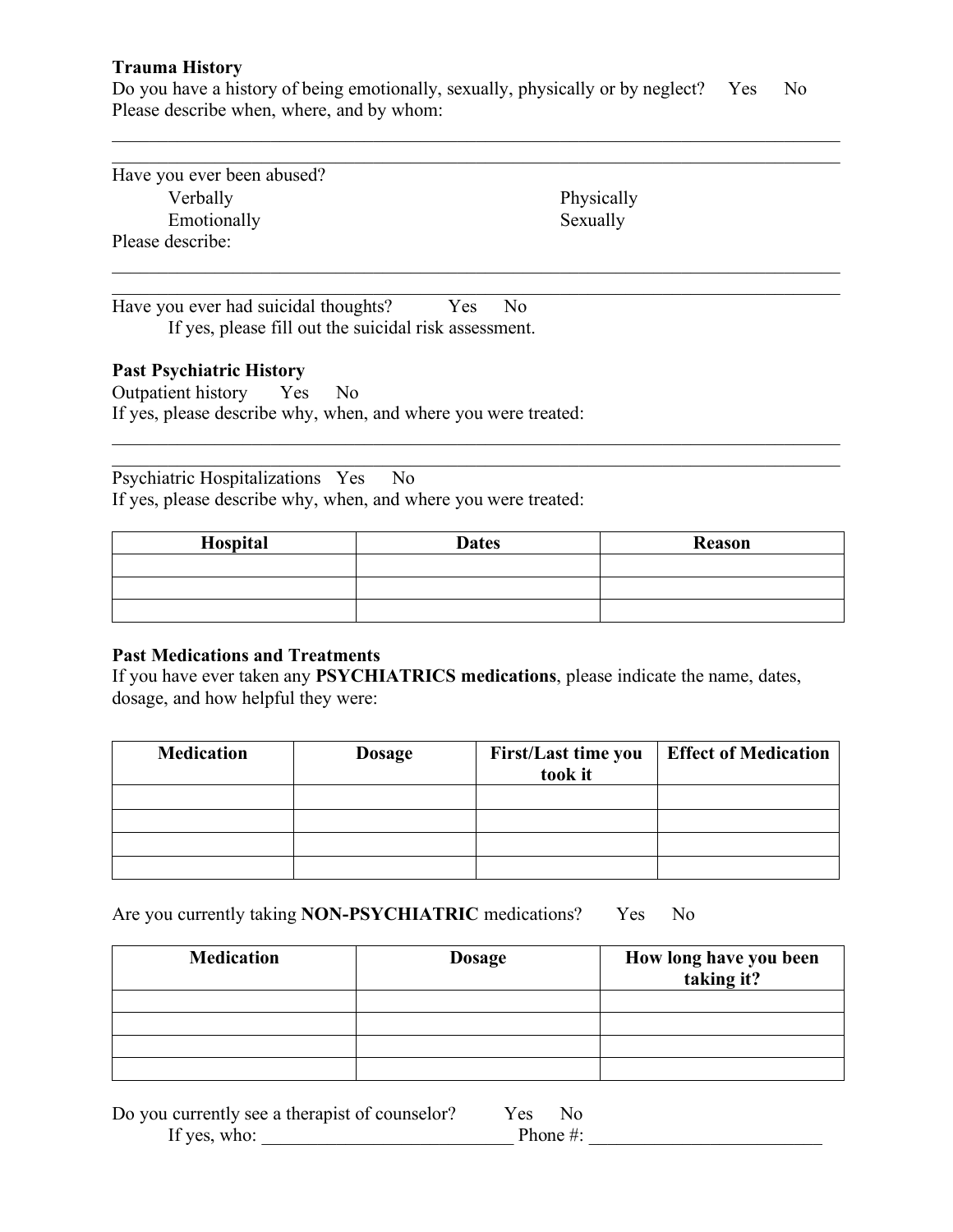**Trauma History**

Do you have a history of being emotionally, sexually, physically or by neglect? Yes No

Please describe when, where, and by whom:

\_\_\_\_\_\_\_\_\_\_\_\_\_\_\_\_\_\_\_\_\_\_\_\_\_\_\_\_\_\_\_\_\_\_\_\_\_\_\_\_\_\_\_\_\_\_\_\_\_\_\_\_\_\_\_\_\_\_\_\_\_\_\_\_\_\_\_\_\_\_\_\_\_\_

\_\_\_\_\_\_\_\_\_\_\_\_\_\_\_\_\_\_\_\_\_\_\_\_\_\_\_\_\_\_\_\_\_\_\_\_\_\_\_\_\_\_\_\_\_\_\_\_\_\_\_\_\_\_\_\_\_\_\_\_\_\_\_\_\_\_\_\_\_\_\_\_\_\_

Have you ever been abused?

- Verbally
- Physically
- Emotionally
- Sexually

Please describe:

\_\_\_\_\_\_\_\_\_\_\_\_\_\_\_\_\_\_\_\_\_\_\_\_\_\_\_\_\_\_\_\_\_\_\_\_\_\_\_\_\_\_\_\_\_\_\_\_\_\_\_\_\_\_\_\_\_\_\_\_\_\_\_\_\_\_\_\_\_\_\_\_\_\_

\_\_\_\_\_\_\_\_\_\_\_\_\_\_\_\_\_\_\_\_\_\_\_\_\_\_\_\_\_\_\_\_\_\_\_\_\_\_\_\_\_\_\_\_\_\_\_\_\_\_\_\_\_\_\_\_\_\_\_\_\_\_\_\_\_\_\_\_\_\_\_\_\_\_

Have you ever had suicidal thoughts? Yes No

If yes, please fill out the suicidal risk assessment.

**Past Psychiatric History**

Outpatient history Yes No

If yes, please describe why, when, and where you were treated:

\_\_\_\_\_\_\_\_\_\_\_\_\_\_\_\_\_\_\_\_\_\_\_\_\_\_\_\_\_\_\_\_\_\_\_\_\_\_\_\_\_\_\_\_\_\_\_\_\_\_\_\_\_\_\_\_\_\_\_\_\_\_\_\_\_\_\_\_\_\_\_\_\_\_

\_\_\_\_\_\_\_\_\_\_\_\_\_\_\_\_\_\_\_\_\_\_\_\_\_\_\_\_\_\_\_\_\_\_\_\_\_\_\_\_\_\_\_\_\_\_\_\_\_\_\_\_\_\_\_\_\_\_\_\_\_\_\_\_\_\_\_\_\_\_\_\_\_\_

Psychiatric Hospitalizations Yes No

If yes, please describe why, when, and where you were treated:

| Hospital | Dates | Reason |
| --- | --- | --- |
| | | |
| | | |
| | | |

**Past Medications and Treatments**

If you have ever taken any **PSYCHIATRICS medications**, please indicate the name, dates, dosage, and how helpful they were:

| Medication | Dosage | First/Last time you took it | Effect of Medication |
| --- | --- | --- | --- |
| | | | |
| | | | |
| | | | |
| | | | |

Are you currently taking **NON-PSYCHIATRIC** medications? Yes No

| Medication | Dosage | How long have you been taking it? |
| --- | --- | --- |
| | | |
| | | |
| | | |
| | | |

Do you currently see a therapist of counselor? Yes No

If yes, who: \_\_\_\_\_\_\_\_\_\_\_\_\_\_\_\_\_\_\_\_\_\_\_\_\_\_\_\_ Phone #: \_\_\_\_\_\_\_\_\_\_\_\_\_\_\_\_\_\_\_\_\_\_\_\_\_\_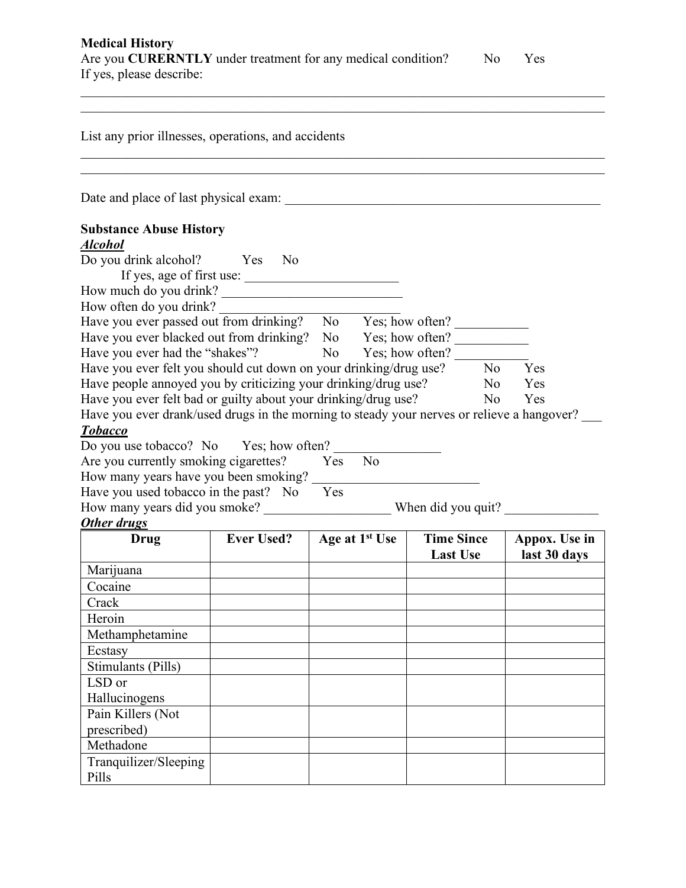**Medical History**

Are you **CURERNTLY** under treatment for any medical condition? No Yes

If yes, please describe:

______________________________________________________________________________

______________________________________________________________________________

List any prior illnesses, operations, and accidents

______________________________________________________________________________

______________________________________________________________________________

Date and place of last physical exam: ____________________________________________

**Substance Abuse History**

***Alcohol***

Do you drink alcohol? Yes No

If yes, age of first use: ______________________

How much do you drink? ________________________

How often do you drink? ________________________

Have you ever passed out from drinking? No Yes; how often? __________

Have you ever blacked out from drinking? No Yes; how often? __________

Have you ever had the "shakes"? No Yes; how often? __________

Have you ever felt you should cut down on your drinking/drug use? No Yes

Have people annoyed you by criticizing your drinking/drug use? No Yes

Have you ever felt bad or guilty about your drinking/drug use? No Yes

Have you ever drank/used drugs in the morning to steady your nerves or relieve a hangover? ___

***Tobacco***

Do you use tobacco? No Yes; how often? ______________

Are you currently smoking cigarettes? Yes No

How many years have you been smoking? ______________________

Have you used tobacco in the past? No Yes

How many years did you smoke? _________________ When did you quit? ____________

***Other drugs***

| Drug | Ever Used? | Age at 1st Use | Time Since Last Use | Appox. Use in last 30 days |
|---|---|---|---|---|
| Marijuana | | | | |
| Cocaine | | | | |
| Crack | | | | |
| Heroin | | | | |
| Methamphetamine | | | | |
| Ecstasy | | | | |
| Stimulants (Pills) | | | | |
| LSD or Hallucinogens | | | | |
| Pain Killers (Not prescribed) | | | | |
| Methadone | | | | |
| Tranquilizer/Sleeping Pills | | | | |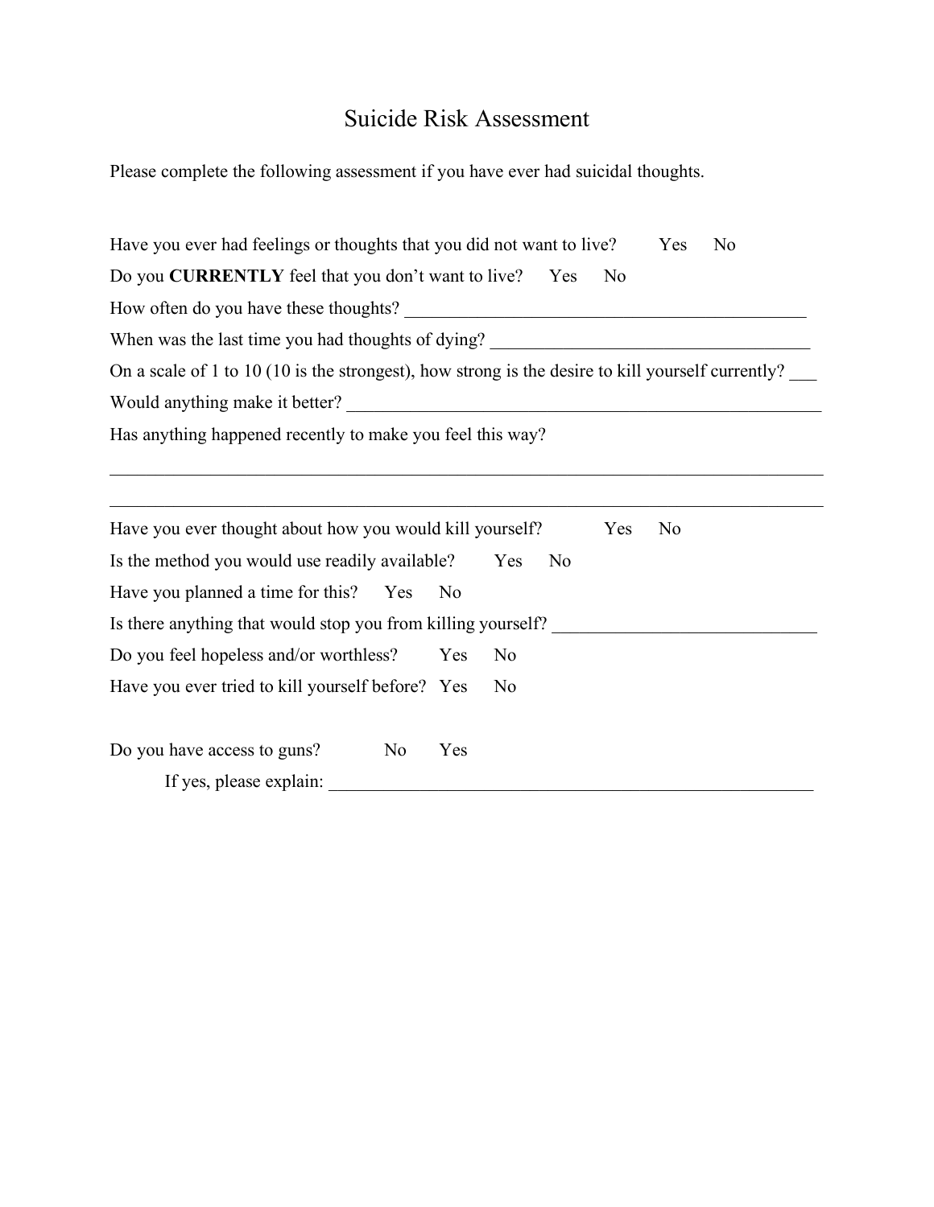# Suicide Risk Assessment

Please complete the following assessment if you have ever had suicidal thoughts.

Have you ever had feelings or thoughts that you did not want to live? Yes No

Do you **CURRENTLY** feel that you don't want to live? Yes No

How often do you have these thoughts? _______________________________________________

When was the last time you had thoughts of dying? _____________________________________

On a scale of 1 to 10 (10 is the strongest), how strong is the desire to kill yourself currently? ___

Would anything make it better? _________________________________________________________

Has anything happened recently to make you feel this way?

_____________________________________________________________________________________

_____________________________________________________________________________________

Have you ever thought about how you would kill yourself? Yes No

Is the method you would use readily available? Yes No

Have you planned a time for this? Yes No

Is there anything that would stop you from killing yourself? ______________________________

Do you feel hopeless and/or worthless? Yes No

Have you ever tried to kill yourself before? Yes No

Do you have access to guns? No Yes

If yes, please explain: _____________________________________________________________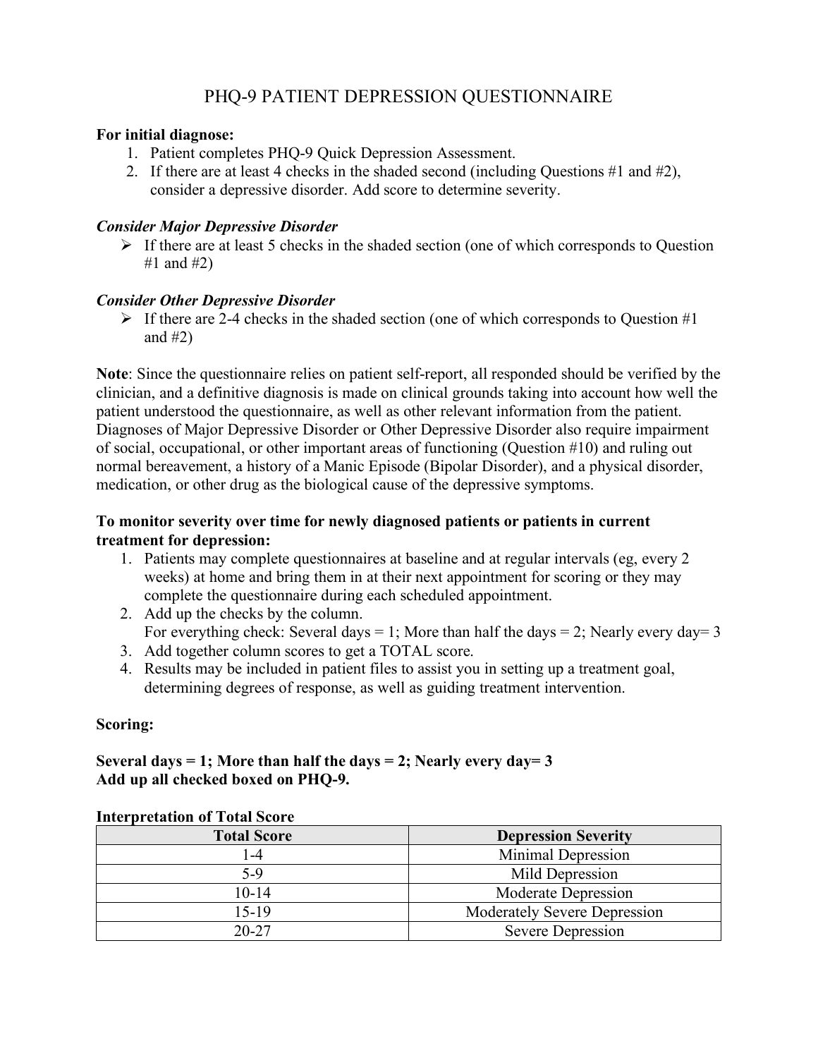# PHQ-9 PATIENT DEPRESSION QUESTIONNAIRE

**For initial diagnose:**

1. Patient completes PHQ-9 Quick Depression Assessment.
2. If there are at least 4 checks in the shaded second (including Questions #1 and #2), consider a depressive disorder. Add score to determine severity.

***Consider Major Depressive Disorder***

- If there are at least 5 checks in the shaded section (one of which corresponds to Question #1 and #2)

***Consider Other Depressive Disorder***

- If there are 2-4 checks in the shaded section (one of which corresponds to Question #1 and #2)

**Note**: Since the questionnaire relies on patient self-report, all responded should be verified by the clinician, and a definitive diagnosis is made on clinical grounds taking into account how well the patient understood the questionnaire, as well as other relevant information from the patient. Diagnoses of Major Depressive Disorder or Other Depressive Disorder also require impairment of social, occupational, or other important areas of functioning (Question #10) and ruling out normal bereavement, a history of a Manic Episode (Bipolar Disorder), and a physical disorder, medication, or other drug as the biological cause of the depressive symptoms.

**To monitor severity over time for newly diagnosed patients or patients in current treatment for depression:**

1. Patients may complete questionnaires at baseline and at regular intervals (eg, every 2 weeks) at home and bring them in at their next appointment for scoring or they may complete the questionnaire during each scheduled appointment.
2. Add up the checks by the column.
   For everything check: Several days = 1; More than half the days = 2; Nearly every day= 3
3. Add together column scores to get a TOTAL score.
4. Results may be included in patient files to assist you in setting up a treatment goal, determining degrees of response, as well as guiding treatment intervention.

**Scoring:**

**Several days = 1; More than half the days = 2; Nearly every day= 3**
**Add up all checked boxed on PHQ-9.**

**Interpretation of Total Score**

| Total Score | Depression Severity |
|---|---|
| 1-4 | Minimal Depression |
| 5-9 | Mild Depression |
| 10-14 | Moderate Depression |
| 15-19 | Moderately Severe Depression |
| 20-27 | Severe Depression |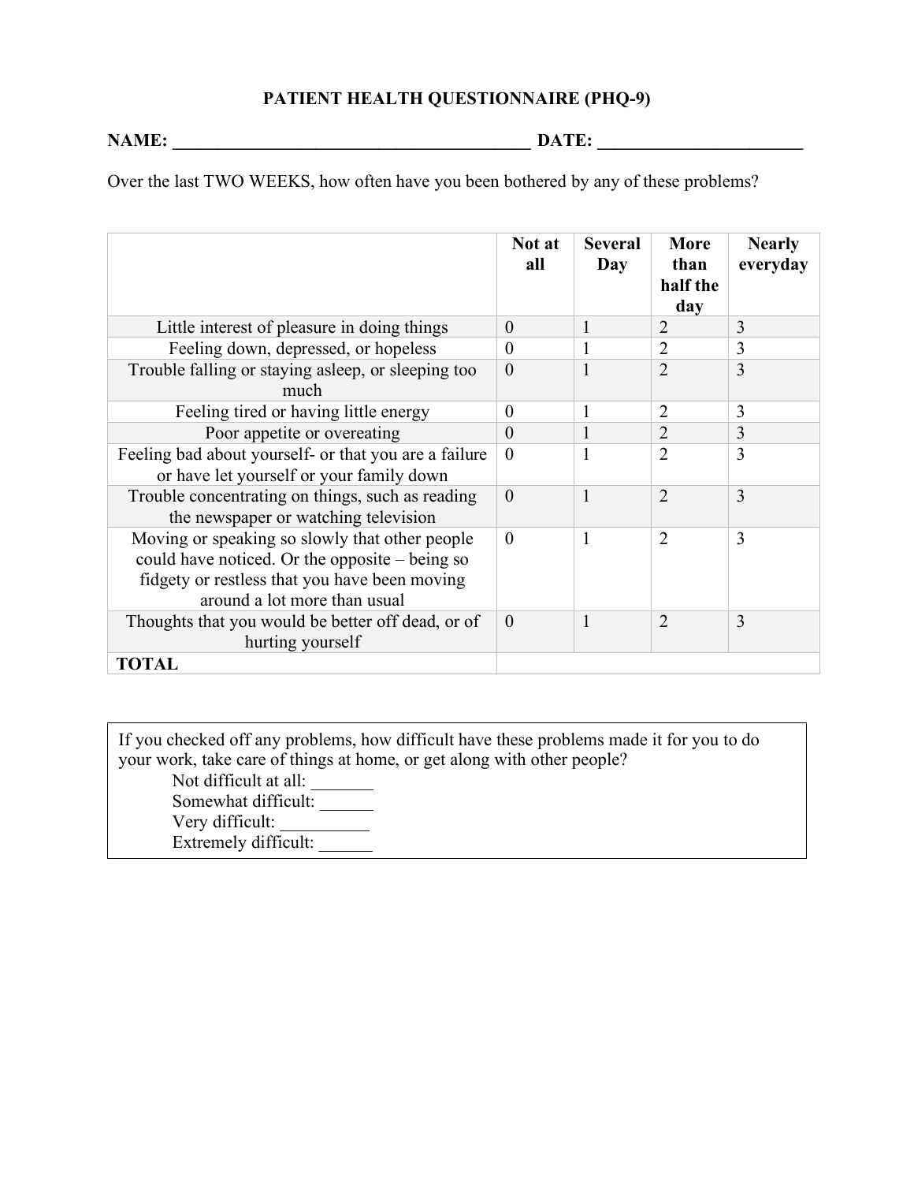# PATIENT HEALTH QUESTIONNAIRE (PHQ-9)

**NAME: ________________________________________ DATE: _______________________**

Over the last TWO WEEKS, how often have you been bothered by any of these problems?

| | **Not at all** | **Several Day** | **More than half the day** | **Nearly everyday** |
|---|---|---|---|---|
| Little interest of pleasure in doing things | 0 | 1 | 2 | 3 |
| Feeling down, depressed, or hopeless | 0 | 1 | 2 | 3 |
| Trouble falling or staying asleep, or sleeping too much | 0 | 1 | 2 | 3 |
| Feeling tired or having little energy | 0 | 1 | 2 | 3 |
| Poor appetite or overeating | 0 | 1 | 2 | 3 |
| Feeling bad about yourself- or that you are a failure or have let yourself or your family down | 0 | 1 | 2 | 3 |
| Trouble concentrating on things, such as reading the newspaper or watching television | 0 | 1 | 2 | 3 |
| Moving or speaking so slowly that other people could have noticed. Or the opposite – being so fidgety or restless that you have been moving around a lot more than usual | 0 | 1 | 2 | 3 |
| Thoughts that you would be better off dead, or of hurting yourself | 0 | 1 | 2 | 3 |
| **TOTAL** | | | | |

If you checked off any problems, how difficult have these problems made it for you to do your work, take care of things at home, or get along with other people?

Not difficult at all: _______
Somewhat difficult: ______
Very difficult: __________
Extremely difficult: ______